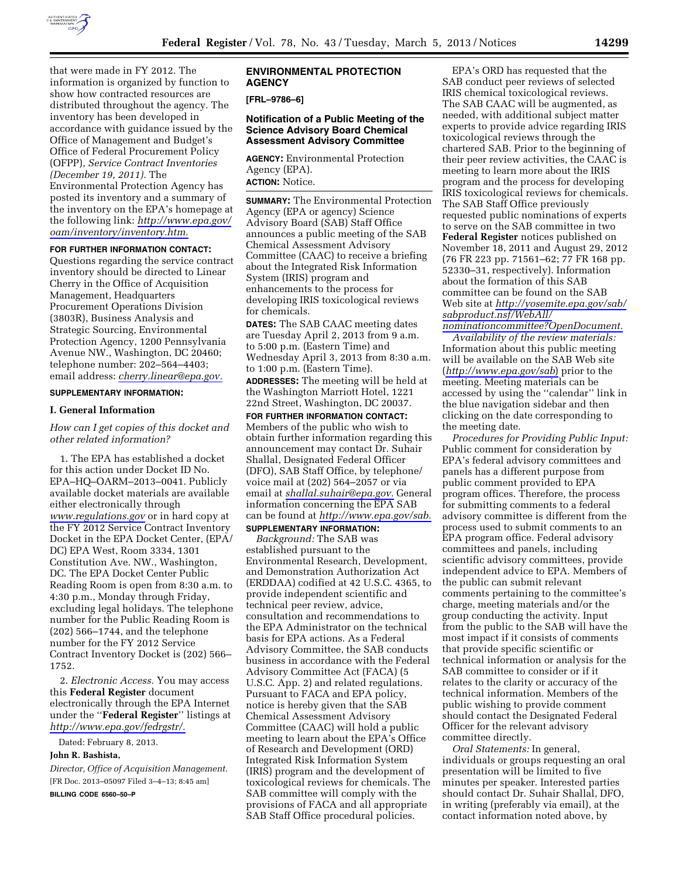that were made in FY 2012. The information is organized by function to show how contracted resources are distributed throughout the agency. The inventory has been developed in accordance with guidance issued by the Office of Management and Budget's Office of Federal Procurement Policy (OFPP), *Service Contract Inventories (December 19, 2011).* The Environmental Protection Agency has posted its inventory and a summary of the inventory on the EPA's homepage at the following link: *http://www.epa.gov/oam/inventory/inventory.htm.*

**FOR FURTHER INFORMATION CONTACT:** Questions regarding the service contract inventory should be directed to Linear Cherry in the Office of Acquisition Management, Headquarters Procurement Operations Division (3803R), Business Analysis and Strategic Sourcing, Environmental Protection Agency, 1200 Pennsylvania Avenue NW., Washington, DC 20460; telephone number: 202–564–4403; email address: *cherry.linear@epa.gov.*

**SUPPLEMENTARY INFORMATION:**

## I. General Information

*How can I get copies of this docket and other related information?*

1. The EPA has established a docket for this action under Docket ID No. EPA–HQ–OARM–2013–0041. Publicly available docket materials are available either electronically through *www.regulations.gov* or in hard copy at the FY 2012 Service Contract Inventory Docket in the EPA Docket Center, (EPA/DC) EPA West, Room 3334, 1301 Constitution Ave. NW., Washington, DC. The EPA Docket Center Public Reading Room is open from 8:30 a.m. to 4:30 p.m., Monday through Friday, excluding legal holidays. The telephone number for the Public Reading Room is (202) 566–1744, and the telephone number for the FY 2012 Service Contract Inventory Docket is (202) 566–1752.

2. *Electronic Access.* You may access this **Federal Register** document electronically through the EPA Internet under the ''**Federal Register**'' listings at *http://www.epa.gov/fedrgstr/.*

Dated: February 8, 2013.

**John R. Bashista,**

*Director, Office of Acquisition Management.*

[FR Doc. 2013–05097 Filed 3–4–13; 8:45 am]

**BILLING CODE 6560–50–P**

# ENVIRONMENTAL PROTECTION AGENCY

**[FRL–9786–6]**

## Notification of a Public Meeting of the Science Advisory Board Chemical Assessment Advisory Committee

**AGENCY:** Environmental Protection Agency (EPA).

**ACTION:** Notice.

**SUMMARY:** The Environmental Protection Agency (EPA or agency) Science Advisory Board (SAB) Staff Office announces a public meeting of the SAB Chemical Assessment Advisory Committee (CAAC) to receive a briefing about the Integrated Risk Information System (IRIS) program and enhancements to the process for developing IRIS toxicological reviews for chemicals.

**DATES:** The SAB CAAC meeting dates are Tuesday April 2, 2013 from 9 a.m. to 5:00 p.m. (Eastern Time) and Wednesday April 3, 2013 from 8:30 a.m. to 1:00 p.m. (Eastern Time).

**ADDRESSES:** The meeting will be held at the Washington Marriott Hotel, 1221 22nd Street, Washington, DC 20037.

**FOR FURTHER INFORMATION CONTACT:** Members of the public who wish to obtain further information regarding this announcement may contact Dr. Suhair Shallal, Designated Federal Officer (DFO), SAB Staff Office, by telephone/voice mail at (202) 564–2057 or via email at *shallal.suhair@epa.gov.* General information concerning the EPA SAB can be found at *http://www.epa.gov/sab.*

**SUPPLEMENTARY INFORMATION:**

*Background:* The SAB was established pursuant to the Environmental Research, Development, and Demonstration Authorization Act (ERDDAA) codified at 42 U.S.C. 4365, to provide independent scientific and technical peer review, advice, consultation and recommendations to the EPA Administrator on the technical basis for EPA actions. As a Federal Advisory Committee, the SAB conducts business in accordance with the Federal Advisory Committee Act (FACA) (5 U.S.C. App. 2) and related regulations. Pursuant to FACA and EPA policy, notice is hereby given that the SAB Chemical Assessment Advisory Committee (CAAC) will hold a public meeting to learn about the EPA's Office of Research and Development (ORD) Integrated Risk Information System (IRIS) program and the development of toxicological reviews for chemicals. The SAB committee will comply with the provisions of FACA and all appropriate SAB Staff Office procedural policies.

EPA's ORD has requested that the SAB conduct peer reviews of selected IRIS chemical toxicological reviews. The SAB CAAC will be augmented, as needed, with additional subject matter experts to provide advice regarding IRIS toxicological reviews through the chartered SAB. Prior to the beginning of their peer review activities, the CAAC is meeting to learn more about the IRIS program and the process for developing IRIS toxicological reviews for chemicals. The SAB Staff Office previously requested public nominations of experts to serve on the SAB committee in two **Federal Register** notices published on November 18, 2011 and August 29, 2012 (76 FR 223 pp. 71561–62; 77 FR 168 pp. 52330–31, respectively). Information about the formation of this SAB committee can be found on the SAB Web site at *http://yosemite.epa.gov/sab/sabproduct.nsf/WebAll/nominationcommittee?OpenDocument.*

*Availability of the review materials:* Information about this public meeting will be available on the SAB Web site (*http://www.epa.gov/sab*) prior to the meeting. Meeting materials can be accessed by using the ''calendar'' link in the blue navigation sidebar and then clicking on the date corresponding to the meeting date.

*Procedures for Providing Public Input:* Public comment for consideration by EPA's federal advisory committees and panels has a different purpose from public comment provided to EPA program offices. Therefore, the process for submitting comments to a federal advisory committee is different from the process used to submit comments to an EPA program office. Federal advisory committees and panels, including scientific advisory committees, provide independent advice to EPA. Members of the public can submit relevant comments pertaining to the committee's charge, meeting materials and/or the group conducting the activity. Input from the public to the SAB will have the most impact if it consists of comments that provide specific scientific or technical information or analysis for the SAB committee to consider or if it relates to the clarity or accuracy of the technical information. Members of the public wishing to provide comment should contact the Designated Federal Officer for the relevant advisory committee directly.

*Oral Statements:* In general, individuals or groups requesting an oral presentation will be limited to five minutes per speaker. Interested parties should contact Dr. Suhair Shallal, DFO, in writing (preferably via email), at the contact information noted above, by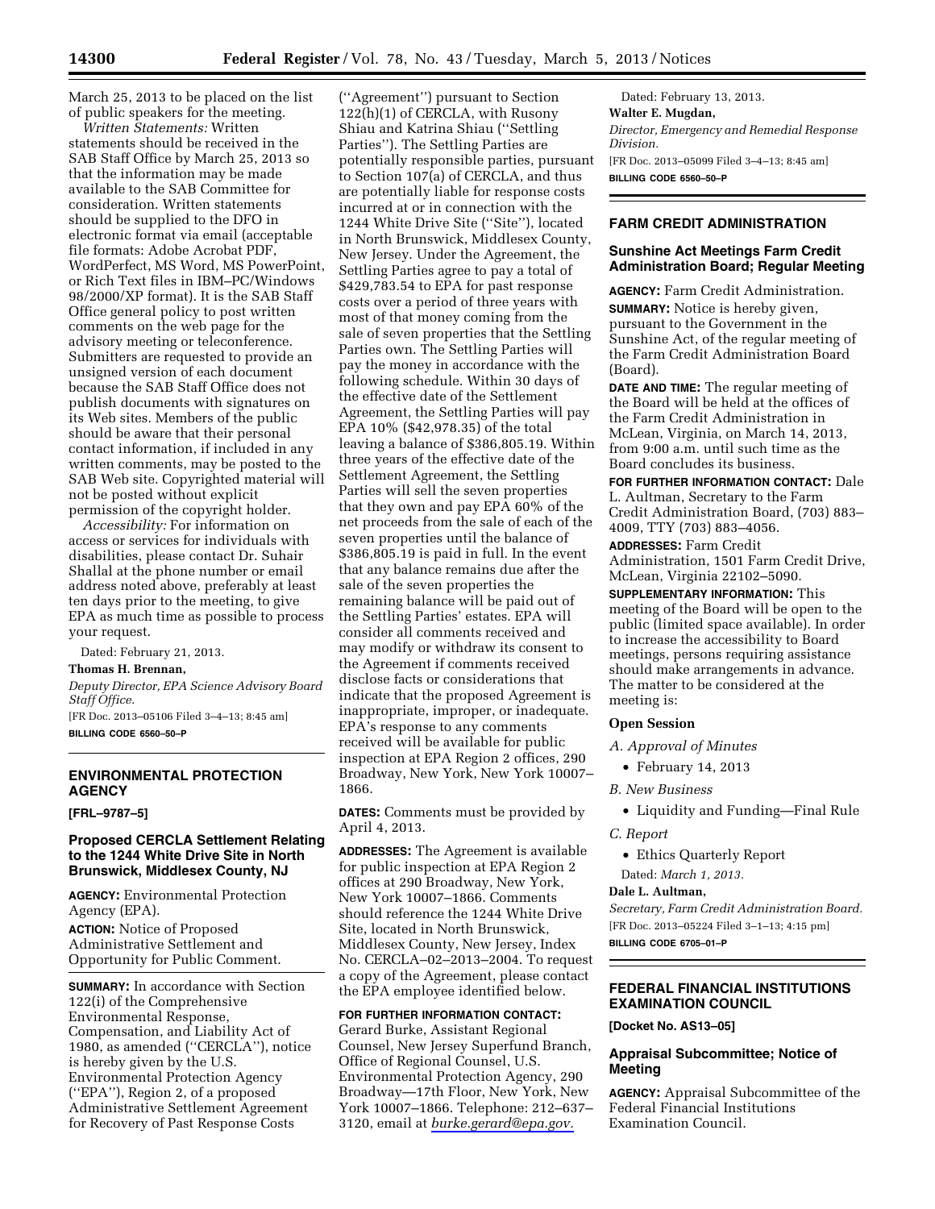March 25, 2013 to be placed on the list of public speakers for the meeting.

*Written Statements:* Written statements should be received in the SAB Staff Office by March 25, 2013 so that the information may be made available to the SAB Committee for consideration. Written statements should be supplied to the DFO in electronic format via email (acceptable file formats: Adobe Acrobat PDF, WordPerfect, MS Word, MS PowerPoint, or Rich Text files in IBM–PC/Windows 98/2000/XP format). It is the SAB Staff Office general policy to post written comments on the web page for the advisory meeting or teleconference. Submitters are requested to provide an unsigned version of each document because the SAB Staff Office does not publish documents with signatures on its Web sites. Members of the public should be aware that their personal contact information, if included in any written comments, may be posted to the SAB Web site. Copyrighted material will not be posted without explicit permission of the copyright holder.

*Accessibility:* For information on access or services for individuals with disabilities, please contact Dr. Suhair Shallal at the phone number or email address noted above, preferably at least ten days prior to the meeting, to give EPA as much time as possible to process your request.

Dated: February 21, 2013.

**Thomas H. Brennan,**

*Deputy Director, EPA Science Advisory Board Staff Office.*

[FR Doc. 2013–05106 Filed 3–4–13; 8:45 am]

**BILLING CODE 6560–50–P**

## ENVIRONMENTAL PROTECTION AGENCY

**[FRL–9787–5]**

### Proposed CERCLA Settlement Relating to the 1244 White Drive Site in North Brunswick, Middlesex County, NJ

**AGENCY:** Environmental Protection Agency (EPA).

**ACTION:** Notice of Proposed Administrative Settlement and Opportunity for Public Comment.

**SUMMARY:** In accordance with Section 122(i) of the Comprehensive Environmental Response, Compensation, and Liability Act of 1980, as amended (''CERCLA''), notice is hereby given by the U.S. Environmental Protection Agency (''EPA''), Region 2, of a proposed Administrative Settlement Agreement for Recovery of Past Response Costs (''Agreement'') pursuant to Section 122(h)(1) of CERCLA, with Rusony Shiau and Katrina Shiau (''Settling Parties''). The Settling Parties are potentially responsible parties, pursuant to Section 107(a) of CERCLA, and thus are potentially liable for response costs incurred at or in connection with the 1244 White Drive Site (''Site''), located in North Brunswick, Middlesex County, New Jersey. Under the Agreement, the Settling Parties agree to pay a total of $429,783.54 to EPA for past response costs over a period of three years with most of that money coming from the sale of seven properties that the Settling Parties own. The Settling Parties will pay the money in accordance with the following schedule. Within 30 days of the effective date of the Settlement Agreement, the Settling Parties will pay EPA 10% ($42,978.35) of the total leaving a balance of $386,805.19. Within three years of the effective date of the Settlement Agreement, the Settling Parties will sell the seven properties that they own and pay EPA 60% of the net proceeds from the sale of each of the seven properties until the balance of $386,805.19 is paid in full. In the event that any balance remains due after the sale of the seven properties the remaining balance will be paid out of the Settling Parties' estates. EPA will consider all comments received and may modify or withdraw its consent to the Agreement if comments received disclose facts or considerations that indicate that the proposed Agreement is inappropriate, improper, or inadequate. EPA's response to any comments received will be available for public inspection at EPA Region 2 offices, 290 Broadway, New York, New York 10007–1866.

**DATES:** Comments must be provided by April 4, 2013.

**ADDRESSES:** The Agreement is available for public inspection at EPA Region 2 offices at 290 Broadway, New York, New York 10007–1866. Comments should reference the 1244 White Drive Site, located in North Brunswick, Middlesex County, New Jersey, Index No. CERCLA–02–2013–2004. To request a copy of the Agreement, please contact the EPA employee identified below.

**FOR FURTHER INFORMATION CONTACT:** Gerard Burke, Assistant Regional Counsel, New Jersey Superfund Branch, Office of Regional Counsel, U.S. Environmental Protection Agency, 290 Broadway—17th Floor, New York, New York 10007–1866. Telephone: 212–637–3120, email at *burke.gerard@epa.gov.*

Dated: February 13, 2013.

**Walter E. Mugdan,**

*Director, Emergency and Remedial Response Division.*

[FR Doc. 2013–05099 Filed 3–4–13; 8:45 am]

**BILLING CODE 6560–50–P**

## FARM CREDIT ADMINISTRATION

### Sunshine Act Meetings Farm Credit Administration Board; Regular Meeting

**AGENCY:** Farm Credit Administration.

**SUMMARY:** Notice is hereby given, pursuant to the Government in the Sunshine Act, of the regular meeting of the Farm Credit Administration Board (Board).

**DATE AND TIME:** The regular meeting of the Board will be held at the offices of the Farm Credit Administration in McLean, Virginia, on March 14, 2013, from 9:00 a.m. until such time as the Board concludes its business.

**FOR FURTHER INFORMATION CONTACT:** Dale L. Aultman, Secretary to the Farm Credit Administration Board, (703) 883–4009, TTY (703) 883–4056.

**ADDRESSES:** Farm Credit Administration, 1501 Farm Credit Drive, McLean, Virginia 22102–5090.

**SUPPLEMENTARY INFORMATION:** This meeting of the Board will be open to the public (limited space available). In order to increase the accessibility to Board meetings, persons requiring assistance should make arrangements in advance. The matter to be considered at the meeting is:

#### Open Session

*A. Approval of Minutes*

- February 14, 2013

*B. New Business*

- Liquidity and Funding—Final Rule

*C. Report*

- Ethics Quarterly Report

Dated: *March 1, 2013.*

**Dale L. Aultman,**

*Secretary, Farm Credit Administration Board.*

[FR Doc. 2013–05224 Filed 3–1–13; 4:15 pm]

**BILLING CODE 6705–01–P**

## FEDERAL FINANCIAL INSTITUTIONS EXAMINATION COUNCIL

**[Docket No. AS13–05]**

### Appraisal Subcommittee; Notice of Meeting

**AGENCY:** Appraisal Subcommittee of the Federal Financial Institutions Examination Council.